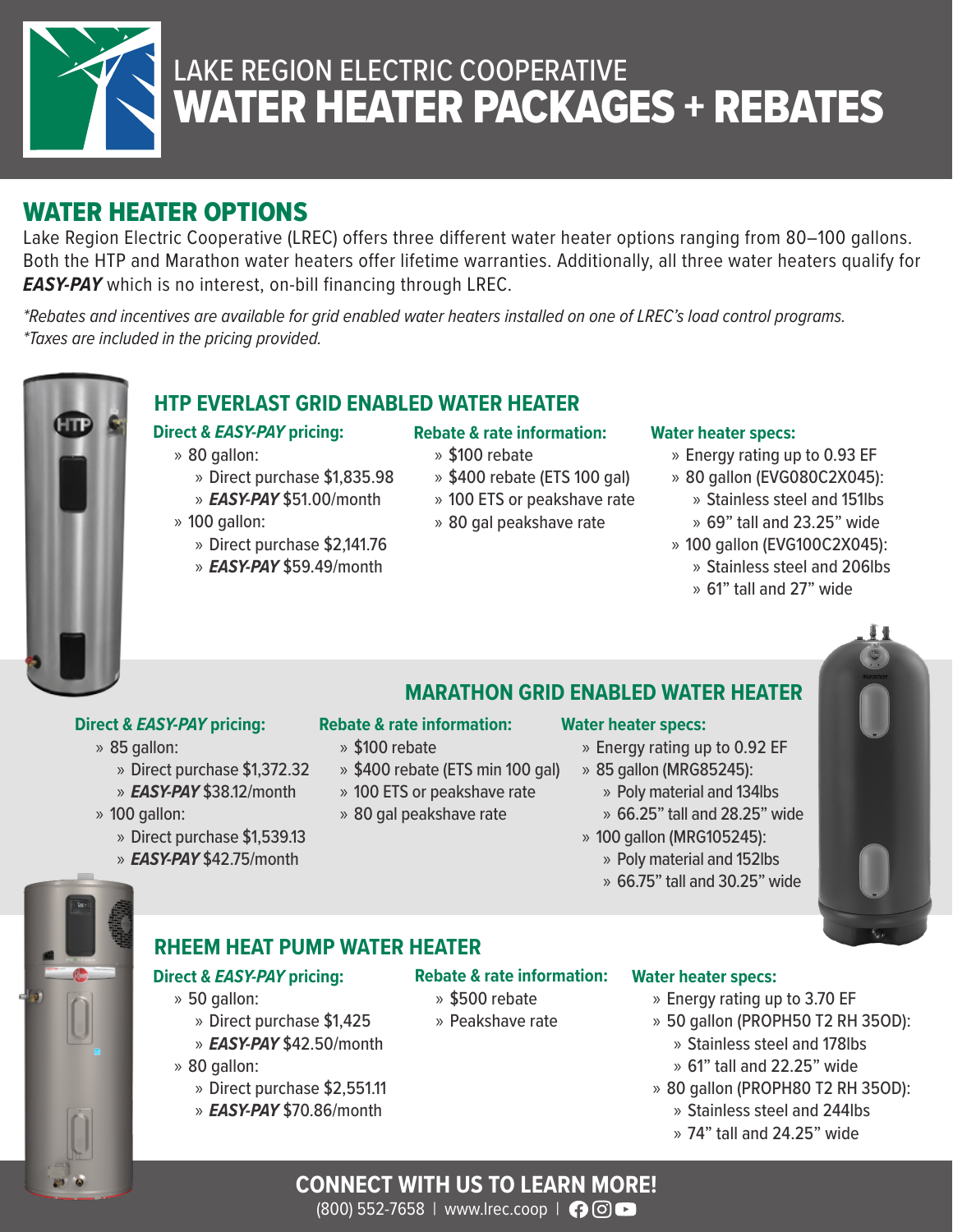# LAKE REGION ELECTRIC COOPERATIVE
# WATER HEATER PACKAGES + REBATES

## WATER HEATER OPTIONS

Lake Region Electric Cooperative (LREC) offers three different water heater options ranging from 80–100 gallons. Both the HTP and Marathon water heaters offer lifetime warranties. Additionally, all three water heaters qualify for ***EASY-PAY*** which is no interest, on-bill financing through LREC.

*\*Rebates and incentives are available for grid enabled water heaters installed on one of LREC's load control programs.*
*\*Taxes are included in the pricing provided.*

### HTP EVERLAST GRID ENABLED WATER HEATER

**Direct & *EASY-PAY* pricing:**

- 80 gallon:
  - Direct purchase $1,835.98
  - ***EASY-PAY*** $51.00/month
- 100 gallon:
  - Direct purchase $2,141.76
  - ***EASY-PAY*** $59.49/month

**Rebate & rate information:**

- $100 rebate
- $400 rebate (ETS 100 gal)
- 100 ETS or peakshave rate
- 80 gal peakshave rate

**Water heater specs:**

- Energy rating up to 0.93 EF
- 80 gallon (EVG080C2X045):
  - Stainless steel and 151lbs
  - 69" tall and 23.25" wide
- 100 gallon (EVG100C2X045):
  - Stainless steel and 206lbs
  - 61" tall and 27" wide

### MARATHON GRID ENABLED WATER HEATER

**Direct & *EASY-PAY* pricing:**

- 85 gallon:
  - Direct purchase $1,372.32
  - ***EASY-PAY*** $38.12/month
- 100 gallon:
  - Direct purchase $1,539.13
  - ***EASY-PAY*** $42.75/month

**Rebate & rate information:**

- $100 rebate
- $400 rebate (ETS min 100 gal)
- 100 ETS or peakshave rate
- 80 gal peakshave rate

**Water heater specs:**

- Energy rating up to 0.92 EF
- 85 gallon (MRG85245):
  - Poly material and 134lbs
  - 66.25" tall and 28.25" wide
- 100 gallon (MRG105245):
  - Poly material and 152lbs
  - 66.75" tall and 30.25" wide

### RHEEM HEAT PUMP WATER HEATER

**Direct & *EASY-PAY* pricing:**

- 50 gallon:
  - Direct purchase $1,425
  - ***EASY-PAY*** $42.50/month
- 80 gallon:
  - Direct purchase $2,551.11
  - ***EASY-PAY*** $70.86/month

**Rebate & rate information:**

- $500 rebate
- Peakshave rate

**Water heater specs:**

- Energy rating up to 3.70 EF
- 50 gallon (PROPH50 T2 RH 350D):
  - Stainless steel and 178lbs
  - 61" tall and 22.25" wide
- 80 gallon (PROPH80 T2 RH 350D):
  - Stainless steel and 244lbs
  - 74" tall and 24.25" wide

**CONNECT WITH US TO LEARN MORE!**

(800) 552-7658 | www.lrec.coop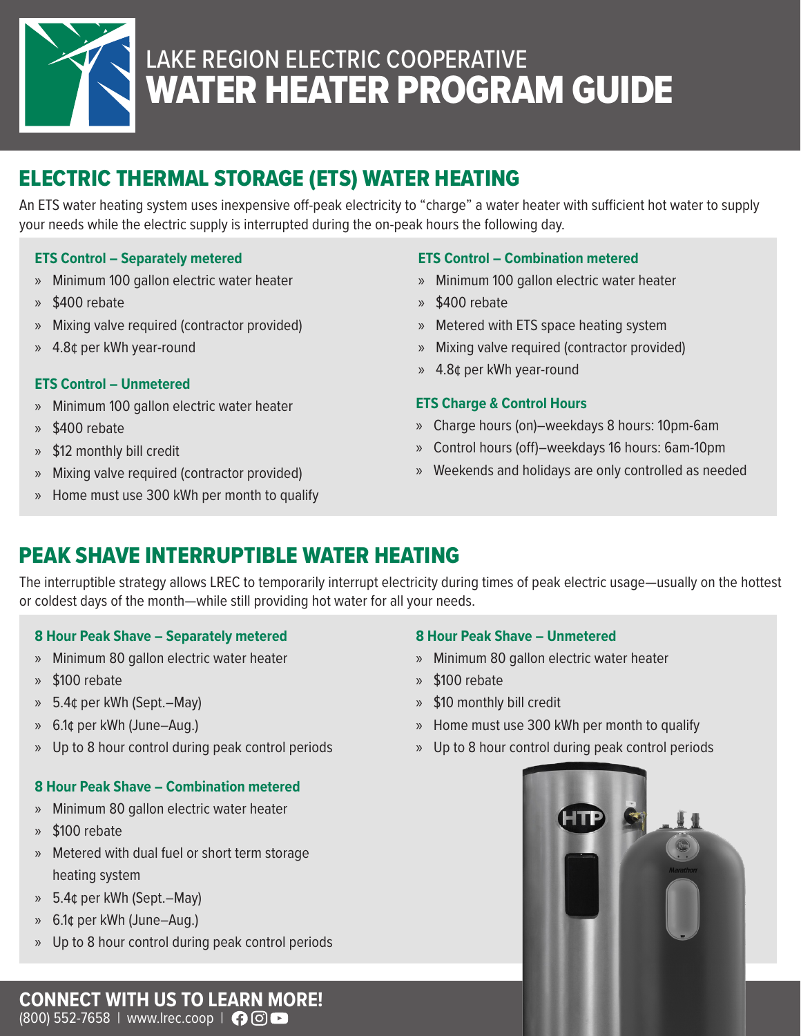# LAKE REGION ELECTRIC COOPERATIVE
# WATER HEATER PROGRAM GUIDE

## ELECTRIC THERMAL STORAGE (ETS) WATER HEATING

An ETS water heating system uses inexpensive off-peak electricity to "charge" a water heater with sufficient hot water to supply your needs while the electric supply is interrupted during the on-peak hours the following day.

### ETS Control – Separately metered

- Minimum 100 gallon electric water heater
- $400 rebate
- Mixing valve required (contractor provided)
- 4.8¢ per kWh year-round

### ETS Control – Unmetered

- Minimum 100 gallon electric water heater
- $400 rebate
- $12 monthly bill credit
- Mixing valve required (contractor provided)
- Home must use 300 kWh per month to qualify

### ETS Control – Combination metered

- Minimum 100 gallon electric water heater
- $400 rebate
- Metered with ETS space heating system
- Mixing valve required (contractor provided)
- 4.8¢ per kWh year-round

### ETS Charge & Control Hours

- Charge hours (on)–weekdays 8 hours: 10pm-6am
- Control hours (off)–weekdays 16 hours: 6am-10pm
- Weekends and holidays are only controlled as needed

## PEAK SHAVE INTERRUPTIBLE WATER HEATING

The interruptible strategy allows LREC to temporarily interrupt electricity during times of peak electric usage—usually on the hottest or coldest days of the month—while still providing hot water for all your needs.

### 8 Hour Peak Shave – Separately metered

- Minimum 80 gallon electric water heater
- $100 rebate
- 5.4¢ per kWh (Sept.–May)
- 6.1¢ per kWh (June–Aug.)
- Up to 8 hour control during peak control periods

### 8 Hour Peak Shave – Combination metered

- Minimum 80 gallon electric water heater
- $100 rebate
- Metered with dual fuel or short term storage heating system
- 5.4¢ per kWh (Sept.–May)
- 6.1¢ per kWh (June–Aug.)
- Up to 8 hour control during peak control periods

### 8 Hour Peak Shave – Unmetered

- Minimum 80 gallon electric water heater
- $100 rebate
- $10 monthly bill credit
- Home must use 300 kWh per month to qualify
- Up to 8 hour control during peak control periods

## CONNECT WITH US TO LEARN MORE!

(800) 552-7658 | www.lrec.coop |